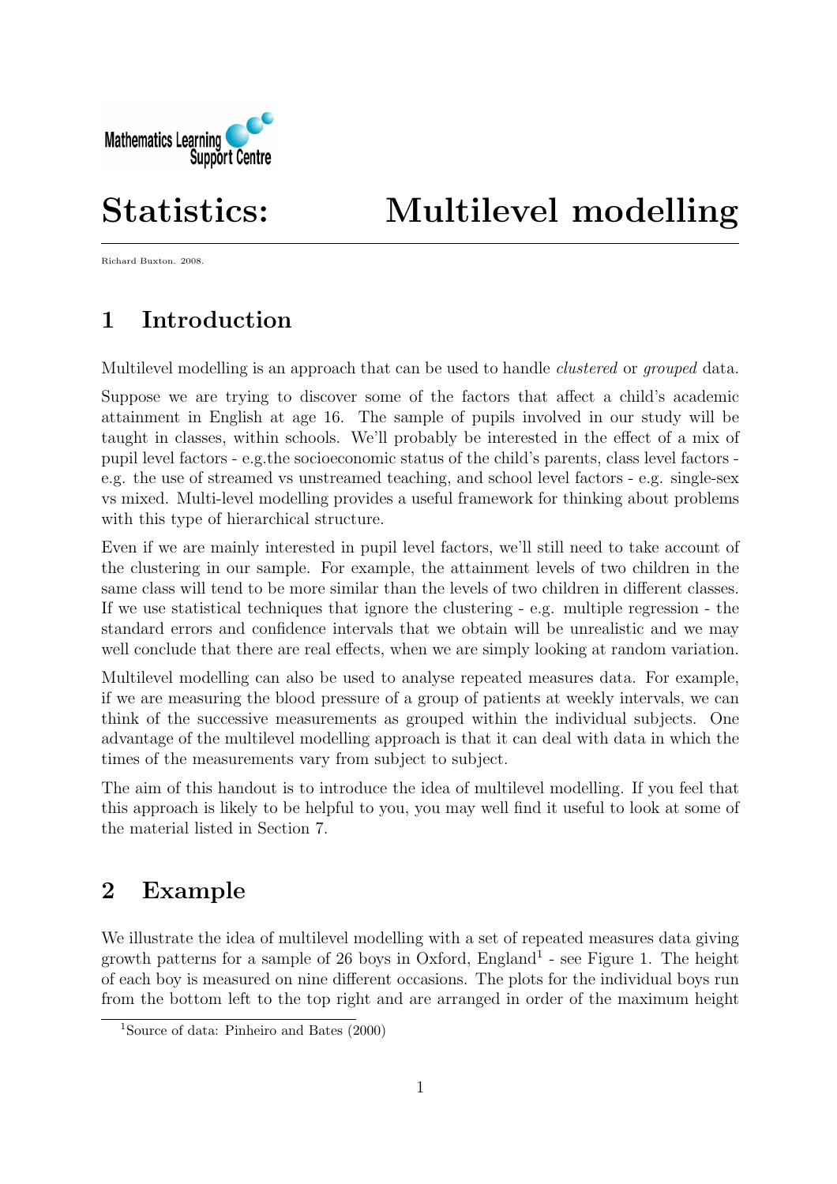# Statistics: Multilevel modelling

Richard Buxton. 2008.

## 1 Introduction

Multilevel modelling is an approach that can be used to handle *clustered* or *grouped* data.

Suppose we are trying to discover some of the factors that affect a child's academic attainment in English at age 16. The sample of pupils involved in our study will be taught in classes, within schools. We'll probably be interested in the effect of a mix of pupil level factors - e.g.the socioeconomic status of the child's parents, class level factors - e.g. the use of streamed vs unstreamed teaching, and school level factors - e.g. single-sex vs mixed. Multi-level modelling provides a useful framework for thinking about problems with this type of hierarchical structure.

Even if we are mainly interested in pupil level factors, we'll still need to take account of the clustering in our sample. For example, the attainment levels of two children in the same class will tend to be more similar than the levels of two children in different classes. If we use statistical techniques that ignore the clustering - e.g. multiple regression - the standard errors and confidence intervals that we obtain will be unrealistic and we may well conclude that there are real effects, when we are simply looking at random variation.

Multilevel modelling can also be used to analyse repeated measures data. For example, if we are measuring the blood pressure of a group of patients at weekly intervals, we can think of the successive measurements as grouped within the individual subjects. One advantage of the multilevel modelling approach is that it can deal with data in which the times of the measurements vary from subject to subject.

The aim of this handout is to introduce the idea of multilevel modelling. If you feel that this approach is likely to be helpful to you, you may well find it useful to look at some of the material listed in Section 7.

## 2 Example

We illustrate the idea of multilevel modelling with a set of repeated measures data giving growth patterns for a sample of 26 boys in Oxford, England[1] - see Figure 1. The height of each boy is measured on nine different occasions. The plots for the individual boys run from the bottom left to the top right and are arranged in order of the maximum height

[1] Source of data: Pinheiro and Bates (2000)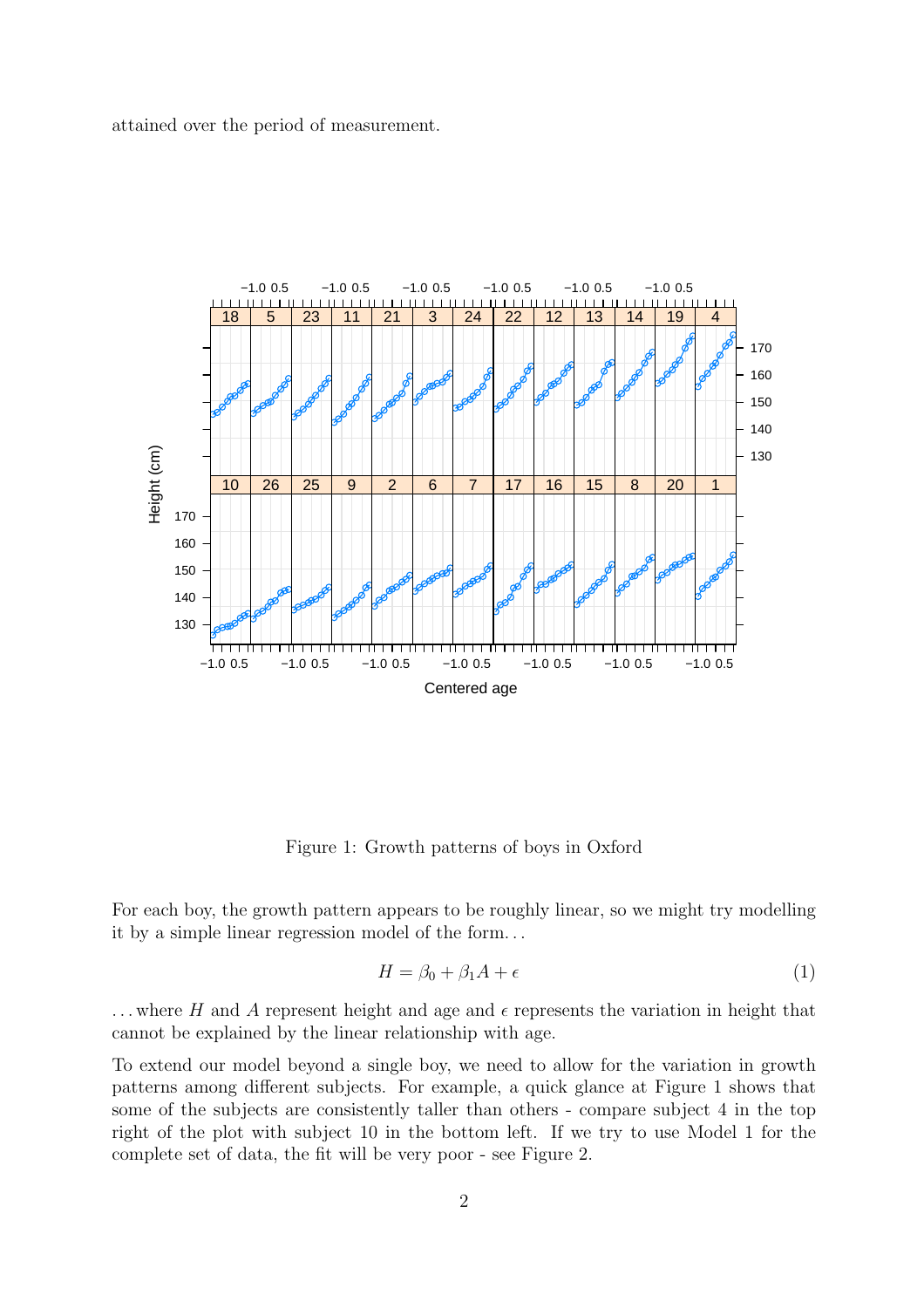attained over the period of measurement.

Figure 1: Growth patterns of boys in Oxford

For each boy, the growth pattern appears to be roughly linear, so we might try modelling it by a simple linear regression model of the form...

$$H = \beta_0 + \beta_1 A + \epsilon \tag{1}$$

... where $H$ and $A$ represent height and age and $\epsilon$ represents the variation in height that cannot be explained by the linear relationship with age.

To extend our model beyond a single boy, we need to allow for the variation in growth patterns among different subjects. For example, a quick glance at Figure 1 shows that some of the subjects are consistently taller than others - compare subject 4 in the top right of the plot with subject 10 in the bottom left. If we try to use Model 1 for the complete set of data, the fit will be very poor - see Figure 2.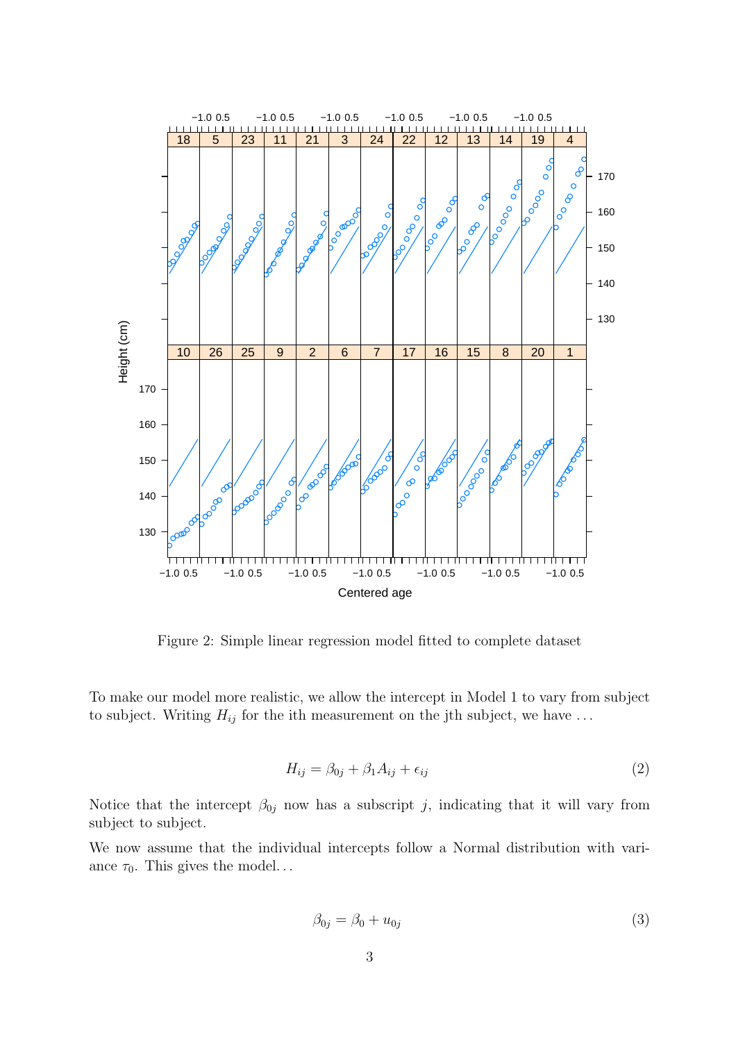Figure 2: Simple linear regression model fitted to complete dataset

To make our model more realistic, we allow the intercept in Model 1 to vary from subject to subject. Writing $H_{ij}$ for the ith measurement on the jth subject, we have ...

$$H_{ij} = \beta_{0j} + \beta_1 A_{ij} + \epsilon_{ij} \tag{2}$$

Notice that the intercept $\beta_{0j}$ now has a subscript $j$, indicating that it will vary from subject to subject.

We now assume that the individual intercepts follow a Normal distribution with variance $\tau_0$. This gives the model...

$$\beta_{0j} = \beta_0 + u_{0j} \tag{3}$$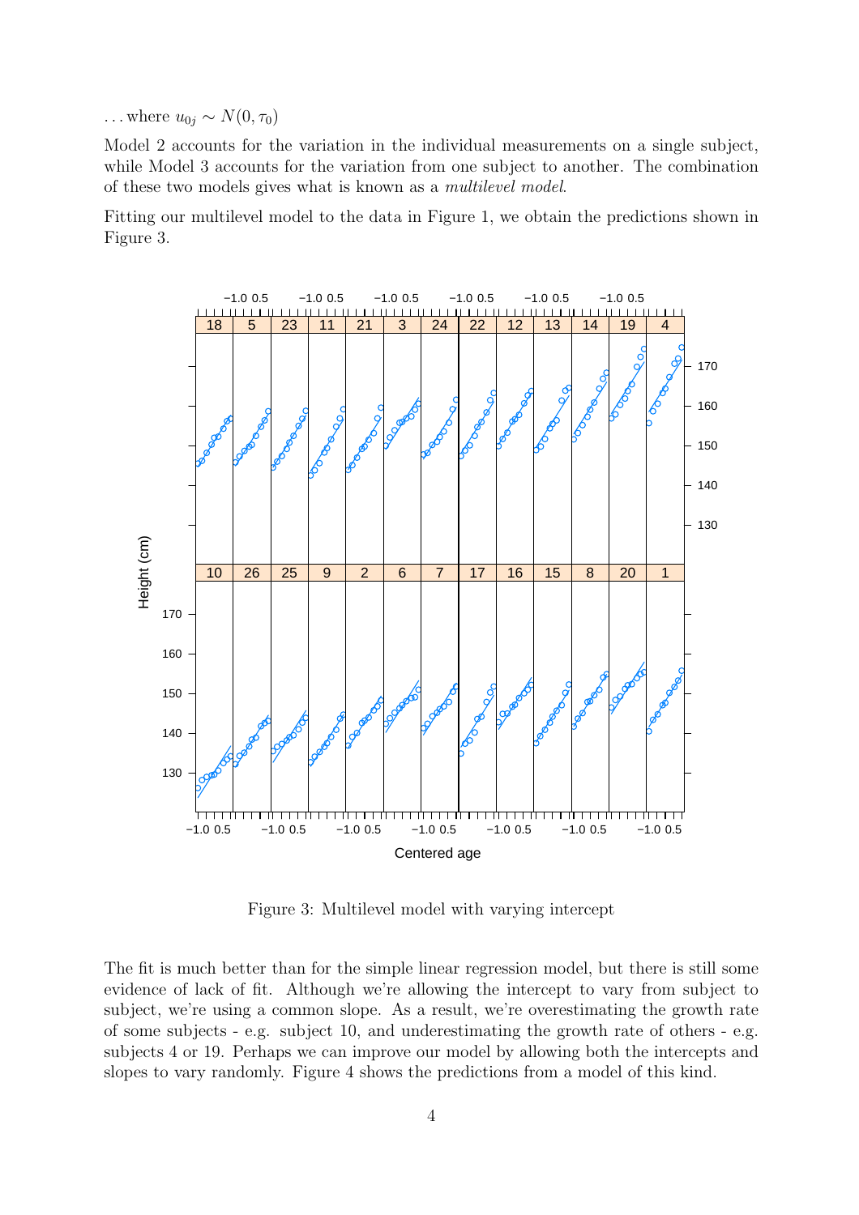... where $u_{0j} \sim N(0, \tau_0)$

Model 2 accounts for the variation in the individual measurements on a single subject, while Model 3 accounts for the variation from one subject to another. The combination of these two models gives what is known as a *multilevel model*.

Fitting our multilevel model to the data in Figure 1, we obtain the predictions shown in Figure 3.

Figure 3: Multilevel model with varying intercept

The fit is much better than for the simple linear regression model, but there is still some evidence of lack of fit. Although we're allowing the intercept to vary from subject to subject, we're using a common slope. As a result, we're overestimating the growth rate of some subjects - e.g. subject 10, and underestimating the growth rate of others - e.g. subjects 4 or 19. Perhaps we can improve our model by allowing both the intercepts and slopes to vary randomly. Figure 4 shows the predictions from a model of this kind.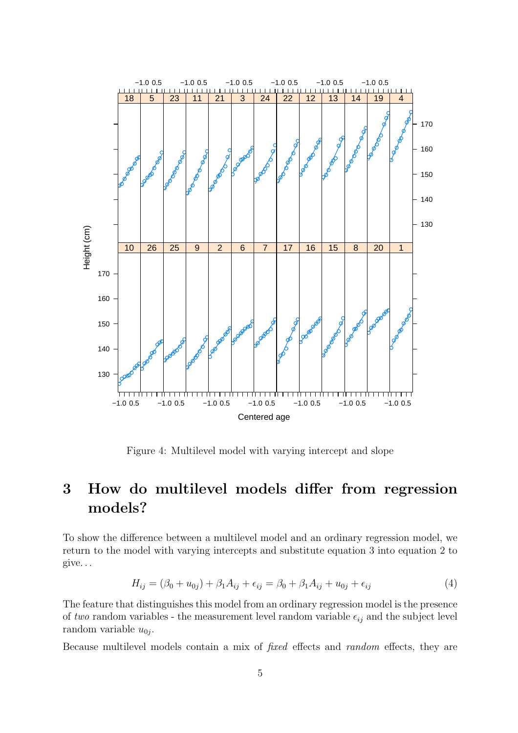Figure 4: Multilevel model with varying intercept and slope

# 3 How do multilevel models differ from regression models?

To show the difference between a multilevel model and an ordinary regression model, we return to the model with varying intercepts and substitute equation 3 into equation 2 to give. . .

$$H_{ij} = (\beta_0 + u_{0j}) + \beta_1 A_{ij} + \epsilon_{ij} = \beta_0 + \beta_1 A_{ij} + u_{0j} + \epsilon_{ij} \tag{4}$$

The feature that distinguishes this model from an ordinary regression model is the presence of *two* random variables - the measurement level random variable $\epsilon_{ij}$ and the subject level random variable $u_{0j}$.

Because multilevel models contain a mix of *fixed* effects and *random* effects, they are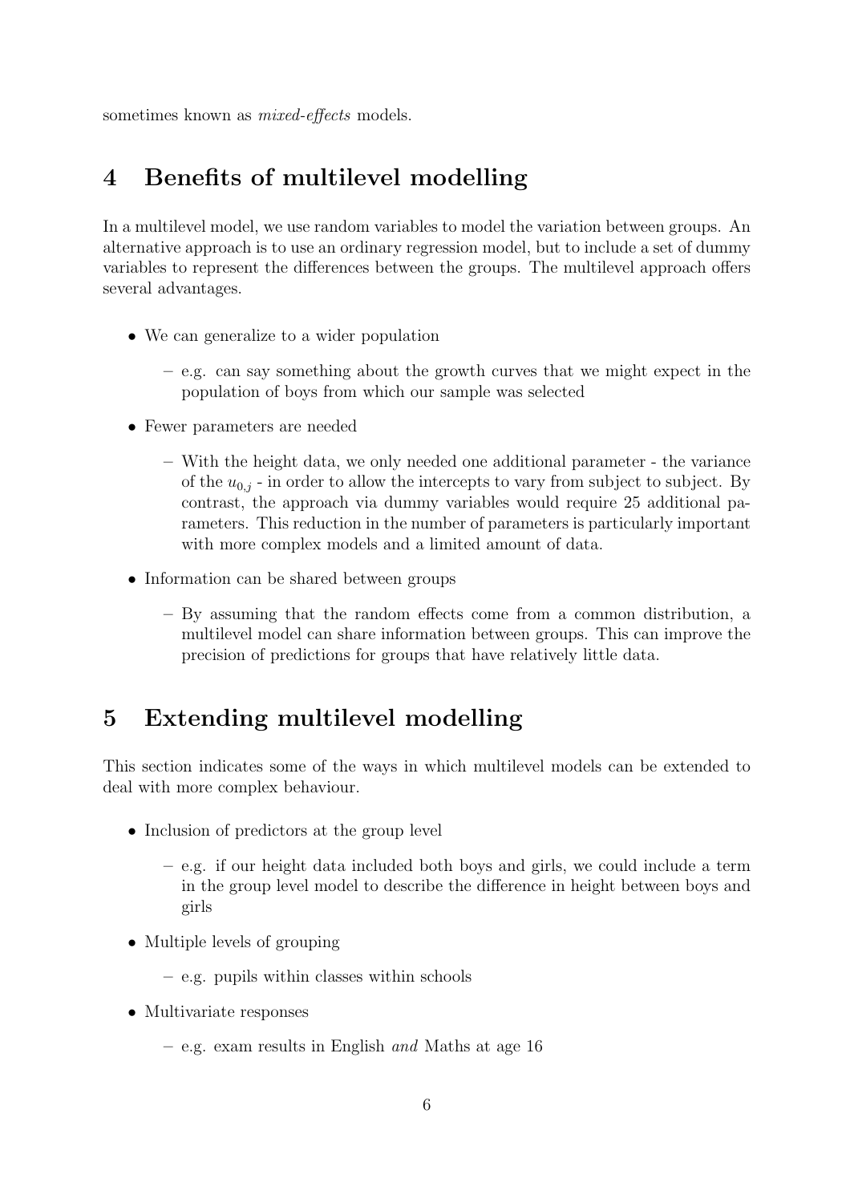sometimes known as *mixed-effects* models.

## 4 Benefits of multilevel modelling

In a multilevel model, we use random variables to model the variation between groups. An alternative approach is to use an ordinary regression model, but to include a set of dummy variables to represent the differences between the groups. The multilevel approach offers several advantages.

- We can generalize to a wider population
  - e.g. can say something about the growth curves that we might expect in the population of boys from which our sample was selected
- Fewer parameters are needed
  - With the height data, we only needed one additional parameter - the variance of the $u_{0,j}$ - in order to allow the intercepts to vary from subject to subject. By contrast, the approach via dummy variables would require 25 additional parameters. This reduction in the number of parameters is particularly important with more complex models and a limited amount of data.
- Information can be shared between groups
  - By assuming that the random effects come from a common distribution, a multilevel model can share information between groups. This can improve the precision of predictions for groups that have relatively little data.

## 5 Extending multilevel modelling

This section indicates some of the ways in which multilevel models can be extended to deal with more complex behaviour.

- Inclusion of predictors at the group level
  - e.g. if our height data included both boys and girls, we could include a term in the group level model to describe the difference in height between boys and girls
- Multiple levels of grouping
  - e.g. pupils within classes within schools
- Multivariate responses
  - e.g. exam results in English *and* Maths at age 16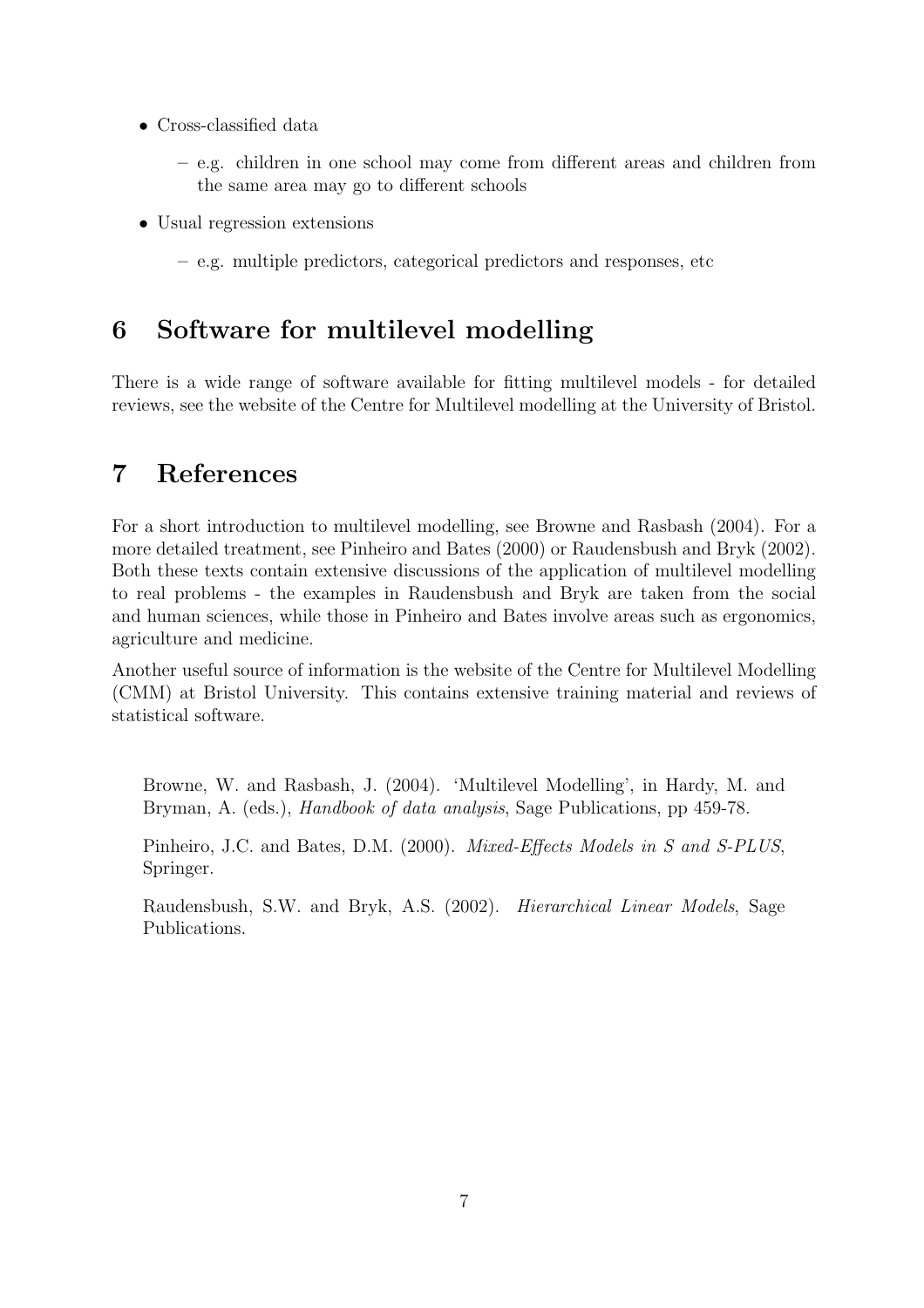- Cross-classified data
  - e.g. children in one school may come from different areas and children from the same area may go to different schools
- Usual regression extensions
  - e.g. multiple predictors, categorical predictors and responses, etc

# 6 Software for multilevel modelling

There is a wide range of software available for fitting multilevel models - for detailed reviews, see the website of the Centre for Multilevel modelling at the University of Bristol.

# 7 References

For a short introduction to multilevel modelling, see Browne and Rasbash (2004). For a more detailed treatment, see Pinheiro and Bates (2000) or Raudensbush and Bryk (2002). Both these texts contain extensive discussions of the application of multilevel modelling to real problems - the examples in Raudensbush and Bryk are taken from the social and human sciences, while those in Pinheiro and Bates involve areas such as ergonomics, agriculture and medicine.

Another useful source of information is the website of the Centre for Multilevel Modelling (CMM) at Bristol University. This contains extensive training material and reviews of statistical software.

Browne, W. and Rasbash, J. (2004). 'Multilevel Modelling', in Hardy, M. and Bryman, A. (eds.), *Handbook of data analysis*, Sage Publications, pp 459-78.

Pinheiro, J.C. and Bates, D.M. (2000). *Mixed-Effects Models in S and S-PLUS*, Springer.

Raudensbush, S.W. and Bryk, A.S. (2002). *Hierarchical Linear Models*, Sage Publications.